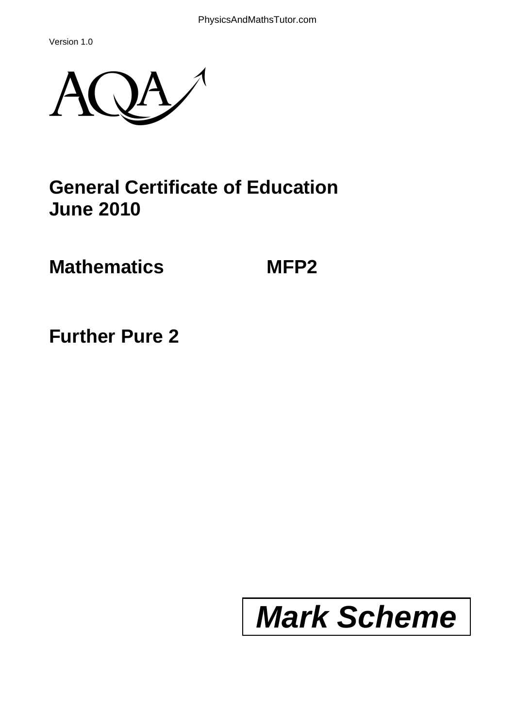Version 1.0

AQA

# General Certificate of Education
# June 2010

## Mathematics MFP2

## Further Pure 2

# *Mark Scheme*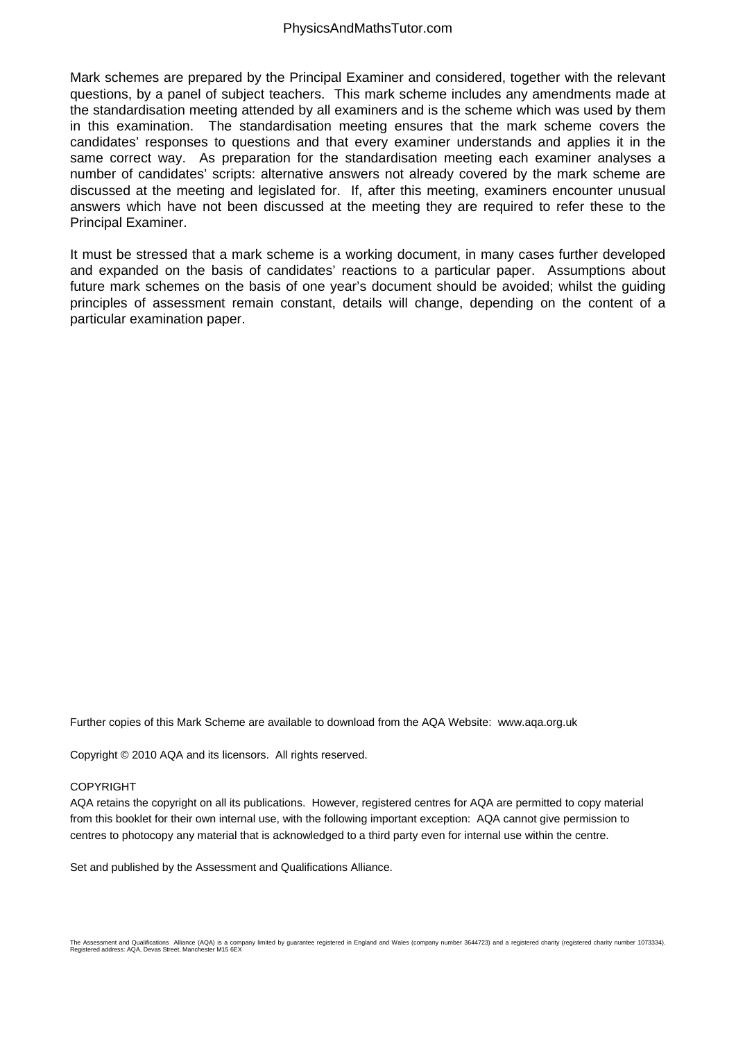Mark schemes are prepared by the Principal Examiner and considered, together with the relevant questions, by a panel of subject teachers. This mark scheme includes any amendments made at the standardisation meeting attended by all examiners and is the scheme which was used by them in this examination. The standardisation meeting ensures that the mark scheme covers the candidates' responses to questions and that every examiner understands and applies it in the same correct way. As preparation for the standardisation meeting each examiner analyses a number of candidates' scripts: alternative answers not already covered by the mark scheme are discussed at the meeting and legislated for. If, after this meeting, examiners encounter unusual answers which have not been discussed at the meeting they are required to refer these to the Principal Examiner.

It must be stressed that a mark scheme is a working document, in many cases further developed and expanded on the basis of candidates' reactions to a particular paper. Assumptions about future mark schemes on the basis of one year's document should be avoided; whilst the guiding principles of assessment remain constant, details will change, depending on the content of a particular examination paper.

Further copies of this Mark Scheme are available to download from the AQA Website: www.aqa.org.uk

Copyright © 2010 AQA and its licensors. All rights reserved.

COPYRIGHT

AQA retains the copyright on all its publications. However, registered centres for AQA are permitted to copy material from this booklet for their own internal use, with the following important exception: AQA cannot give permission to centres to photocopy any material that is acknowledged to a third party even for internal use within the centre.

Set and published by the Assessment and Qualifications Alliance.

The Assessment and Qualifications Alliance (AQA) is a company limited by guarantee registered in England and Wales (company number 3644723) and a registered charity (registered charity number 1073334). Registered address: AQA, Devas Street, Manchester M15 6EX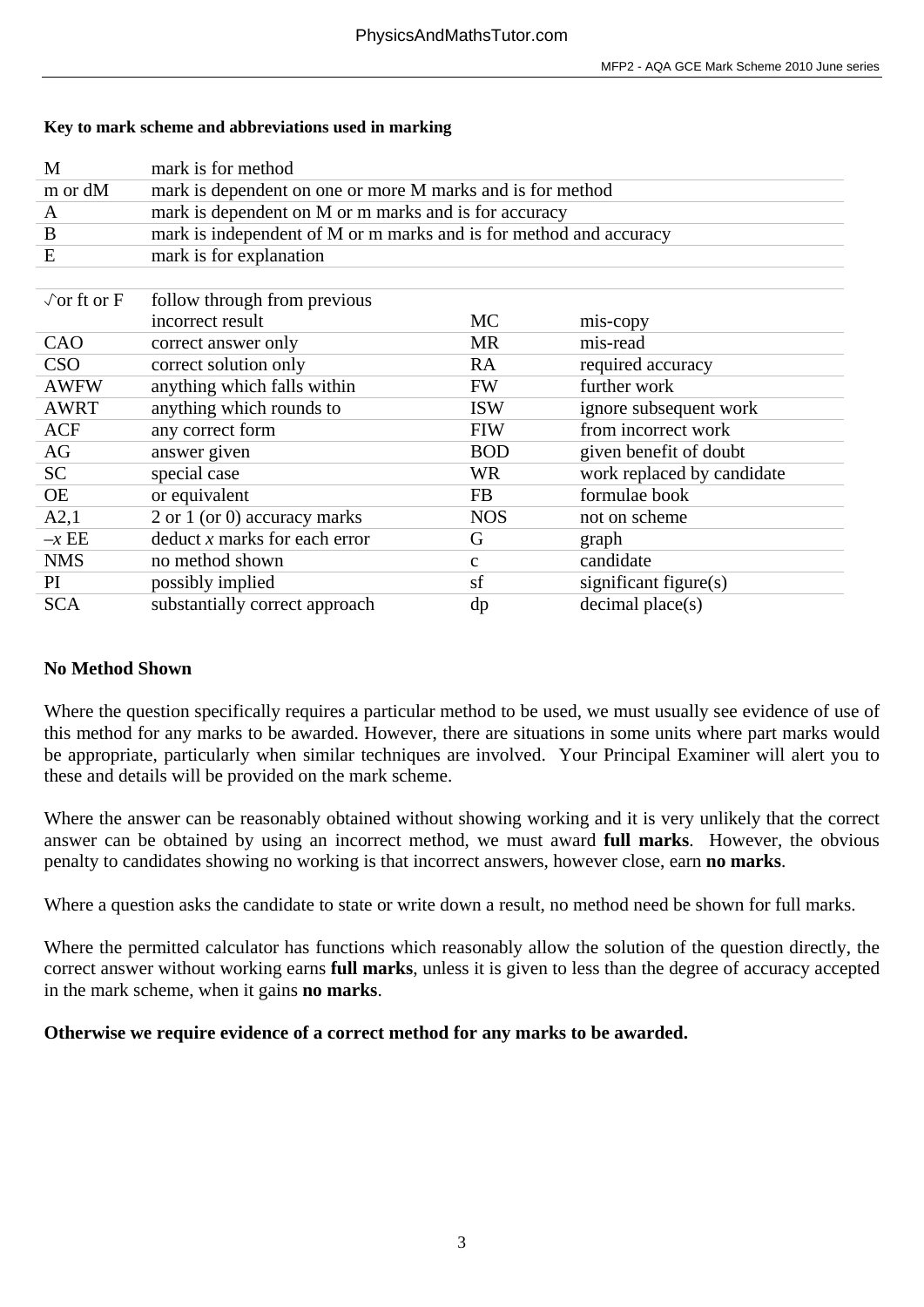**Key to mark scheme and abbreviations used in marking**

| | |
|---|---|
| M | mark is for method |
| m or dM | mark is dependent on one or more M marks and is for method |
| A | mark is dependent on M or m marks and is for accuracy |
| B | mark is independent of M or m marks and is for method and accuracy |
| E | mark is for explanation |

| | | | |
|---|---|---|---|
| √or ft or F | follow through from previous incorrect result | MC | mis-copy |
| CAO | correct answer only | MR | mis-read |
| CSO | correct solution only | RA | required accuracy |
| AWFW | anything which falls within | FW | further work |
| AWRT | anything which rounds to | ISW | ignore subsequent work |
| ACF | any correct form | FIW | from incorrect work |
| AG | answer given | BOD | given benefit of doubt |
| SC | special case | WR | work replaced by candidate |
| OE | or equivalent | FB | formulae book |
| A2,1 | 2 or 1 (or 0) accuracy marks | NOS | not on scheme |
| $-x$ EE | deduct $x$ marks for each error | G | graph |
| NMS | no method shown | c | candidate |
| PI | possibly implied | sf | significant figure(s) |
| SCA | substantially correct approach | dp | decimal place(s) |

**No Method Shown**

Where the question specifically requires a particular method to be used, we must usually see evidence of use of this method for any marks to be awarded. However, there are situations in some units where part marks would be appropriate, particularly when similar techniques are involved. Your Principal Examiner will alert you to these and details will be provided on the mark scheme.

Where the answer can be reasonably obtained without showing working and it is very unlikely that the correct answer can be obtained by using an incorrect method, we must award **full marks**. However, the obvious penalty to candidates showing no working is that incorrect answers, however close, earn **no marks**.

Where a question asks the candidate to state or write down a result, no method need be shown for full marks.

Where the permitted calculator has functions which reasonably allow the solution of the question directly, the correct answer without working earns **full marks**, unless it is given to less than the degree of accuracy accepted in the mark scheme, when it gains **no marks**.

**Otherwise we require evidence of a correct method for any marks to be awarded.**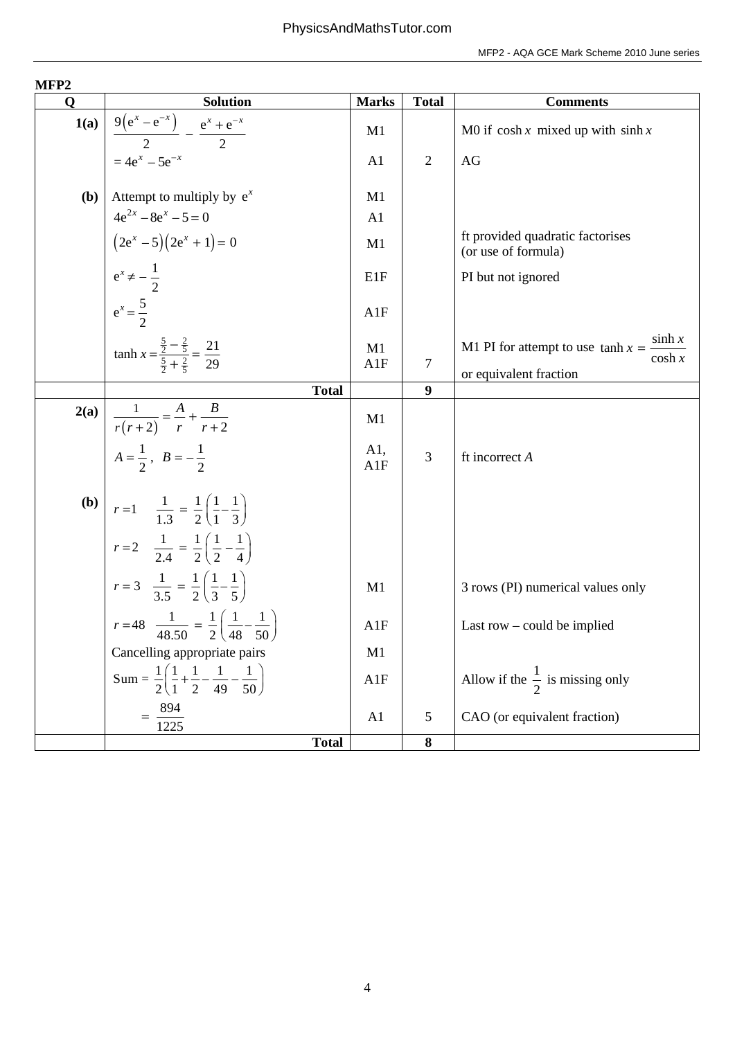**MFP2**

| Q | Solution | Marks | Total | Comments |
|---|---|---|---|---|
| **1(a)** | $\dfrac{9\left(e^{x}-e^{-x}\right)}{2}-\dfrac{e^{x}+e^{-x}}{2}$ | M1 | | M0 if $\cosh x$ mixed up with $\sinh x$ |
| | $=4e^{x}-5e^{-x}$ | A1 | 2 | AG |
| **(b)** | Attempt to multiply by $e^{x}$ | M1 | | |
| | $4e^{2x}-8e^{x}-5=0$ | A1 | | |
| | $\left(2e^{x}-5\right)\left(2e^{x}+1\right)=0$ | M1 | | ft provided quadratic factorises (or use of formula) |
| | $e^{x}\neq-\dfrac{1}{2}$ | E1F | | PI but not ignored |
| | $e^{x}=\dfrac{5}{2}$ | A1F | | |
| | $\tanh x=\dfrac{\frac{5}{2}-\frac{2}{5}}{\frac{5}{2}+\frac{2}{5}}=\dfrac{21}{29}$ | M1 A1F | 7 | M1 PI for attempt to use $\tanh x=\dfrac{\sinh x}{\cosh x}$ or equivalent fraction |
| | **Total** | | **9** | |
| **2(a)** | $\dfrac{1}{r(r+2)}=\dfrac{A}{r}+\dfrac{B}{r+2}$ | M1 | | |
| | $A=\dfrac{1}{2}$, $B=-\dfrac{1}{2}$ | A1, A1F | 3 | ft incorrect $A$ |
| **(b)** | $r=1 \quad \dfrac{1}{1.3}=\dfrac{1}{2}\left(\dfrac{1}{1}-\dfrac{1}{3}\right)$ | | | |
| | $r=2 \quad \dfrac{1}{2.4}=\dfrac{1}{2}\left(\dfrac{1}{2}-\dfrac{1}{4}\right)$ | | | |
| | $r=3 \quad \dfrac{1}{3.5}=\dfrac{1}{2}\left(\dfrac{1}{3}-\dfrac{1}{5}\right)$ | M1 | | 3 rows (PI) numerical values only |
| | $r=48 \quad \dfrac{1}{48.50}=\dfrac{1}{2}\left(\dfrac{1}{48}-\dfrac{1}{50}\right)$ | A1F | | Last row – could be implied |
| | Cancelling appropriate pairs | M1 | | |
| | Sum $=\dfrac{1}{2}\left(\dfrac{1}{1}+\dfrac{1}{2}-\dfrac{1}{49}-\dfrac{1}{50}\right)$ | A1F | | Allow if the $\dfrac{1}{2}$ is missing only |
| | $=\dfrac{894}{1225}$ | A1 | 5 | CAO (or equivalent fraction) |
| | **Total** | | **8** | |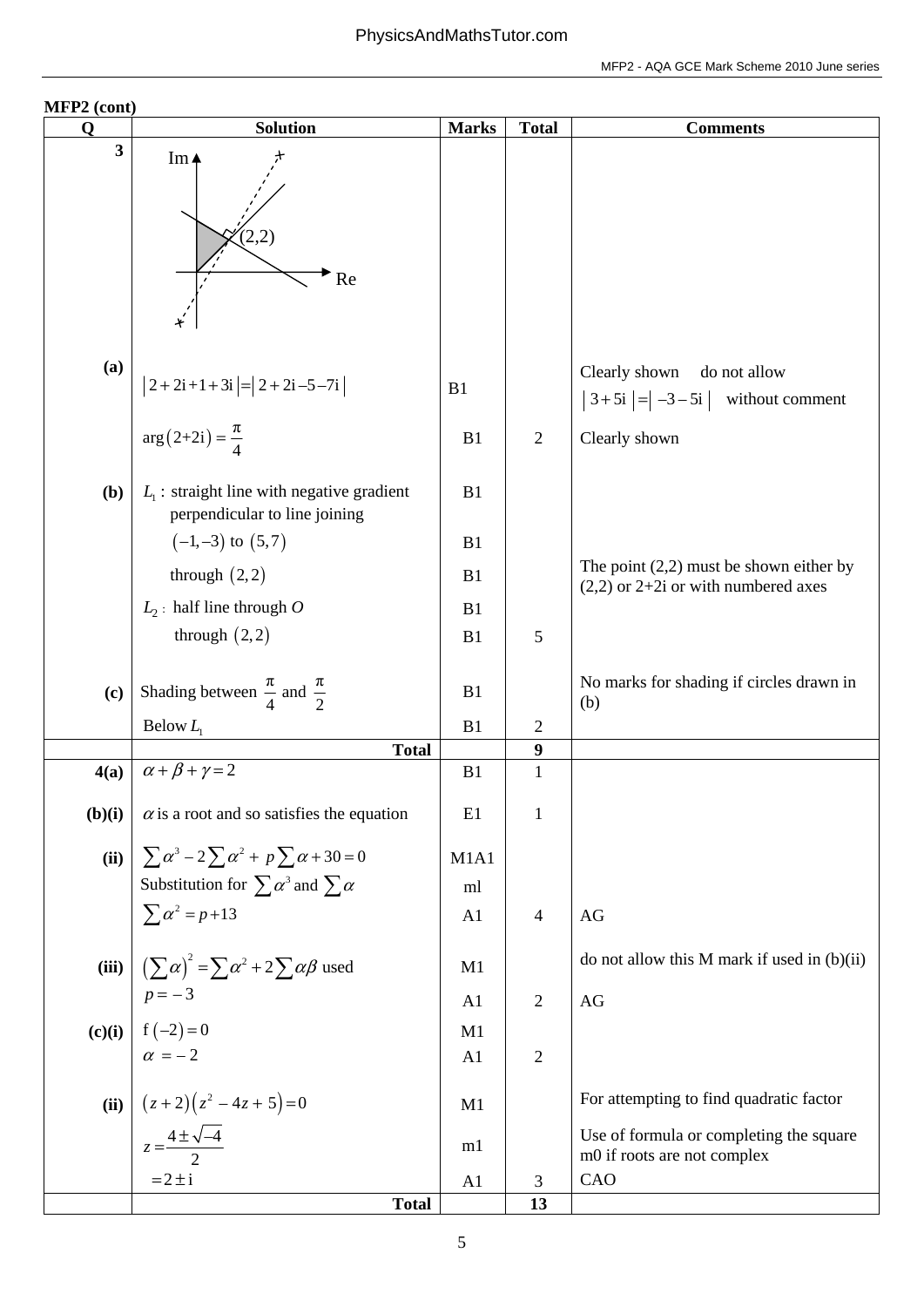**MFP2 (cont)**

| Q | Solution | Marks | Total | Comments |
|---|---|---|---|---|
| 3 | Im, (2,2), Re | | | |
| (a) | $\lvert 2+2\text{i}+1+3\text{i} \rvert = \lvert 2+2\text{i}-5-7\text{i} \rvert$ | B1 | | Clearly shown do not allow $\lvert 3+5\text{i} \rvert = \lvert -3-5\text{i} \rvert$ without comment |
| | $\arg(2+2\text{i}) = \frac{\pi}{4}$ | B1 | 2 | Clearly shown |
| (b) | $L_1$ : straight line with negative gradient perpendicular to line joining | B1 | | |
| | $(-1,-3)$ to $(5,7)$ | B1 | | |
| | through $(2,2)$ | B1 | | The point (2,2) must be shown either by (2,2) or 2+2i or with numbered axes |
| | $L_2$ : half line through $O$ | B1 | | |
| | through $(2,2)$ | B1 | 5 | |
| (c) | Shading between $\frac{\pi}{4}$ and $\frac{\pi}{2}$ | B1 | | No marks for shading if circles drawn in (b) |
| | Below $L_1$ | B1 | 2 | |
| | **Total** | | **9** | |
| 4(a) | $\alpha+\beta+\gamma=2$ | B1 | 1 | |
| (b)(i) | $\alpha$ is a root and so satisfies the equation | E1 | 1 | |
| (ii) | $\sum\alpha^3 - 2\sum\alpha^2 + p\sum\alpha + 30 = 0$ | M1A1 | | |
| | Substitution for $\sum\alpha^3$ and $\sum\alpha$ | ml | | |
| | $\sum\alpha^2 = p+13$ | A1 | 4 | AG |
| (iii) | $\left(\sum\alpha\right)^2 = \sum\alpha^2 + 2\sum\alpha\beta$ used | M1 | | do not allow this M mark if used in (b)(ii) |
| | $p=-3$ | A1 | 2 | AG |
| (c)(i) | $\text{f}(-2)=0$ | M1 | | |
| | $\alpha=-2$ | A1 | 2 | |
| (ii) | $(z+2)(z^2-4z+5)=0$ | M1 | | For attempting to find quadratic factor |
| | $z=\frac{4\pm\sqrt{-4}}{2}$ | m1 | | Use of formula or completing the square m0 if roots are not complex |
| | $=2\pm\text{i}$ | A1 | 3 | CAO |
| | **Total** | | **13** | |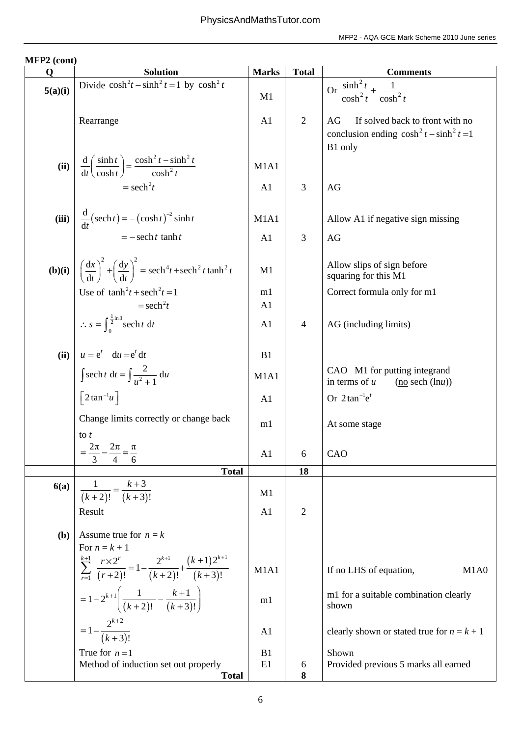**MFP2 (cont)**

| Q | Solution | Marks | Total | Comments |
|---|---|---|---|---|
| **5(a)(i)** | Divide $\cosh^2 t - \sinh^2 t = 1$ by $\cosh^2 t$ | M1 | | Or $\frac{\sinh^2 t}{\cosh^2 t} + \frac{1}{\cosh^2 t}$ |
| | Rearrange | A1 | 2 | AG If solved back to front with no conclusion ending $\cosh^2 t - \sinh^2 t = 1$ B1 only |
| **(ii)** | $\frac{\mathrm{d}}{\mathrm{d}t}\left(\frac{\sinh t}{\cosh t}\right) = \frac{\cosh^2 t - \sinh^2 t}{\cosh^2 t}$ | M1A1 | | |
| | $= \operatorname{sech}^2 t$ | A1 | 3 | AG |
| **(iii)** | $\frac{\mathrm{d}}{\mathrm{d}t}(\operatorname{sech} t) = -(\cosh t)^{-2}\sinh t$ | M1A1 | | Allow A1 if negative sign missing |
| | $= -\operatorname{sech} t \tanh t$ | A1 | 3 | AG |
| **(b)(i)** | $\left(\frac{\mathrm{d}x}{\mathrm{d}t}\right)^2 + \left(\frac{\mathrm{d}y}{\mathrm{d}t}\right)^2 = \operatorname{sech}^4 t + \operatorname{sech}^2 t \tanh^2 t$ | M1 | | Allow slips of sign before squaring for this M1 |
| | Use of $\tanh^2 t + \operatorname{sech}^2 t = 1$ | m1 | | Correct formula only for m1 |
| | $= \operatorname{sech}^2 t$ | A1 | | |
| | $\therefore s = \int_0^{\frac{1}{2}\ln 3} \operatorname{sech} t \,\mathrm{d}t$ | A1 | 4 | AG (including limits) |
| **(ii)** | $u = \mathrm{e}^t \quad \mathrm{d}u = \mathrm{e}^t \mathrm{d}t$ | B1 | | |
| | $\int \operatorname{sech} t \,\mathrm{d}t = \int \frac{2}{u^2+1}\,\mathrm{d}u$ | M1A1 | | CAO M1 for putting integrand in terms of $u$ (<u>no</u> sech ($\ln u$)) |
| | $\left[2\tan^{-1} u\right]$ | A1 | | Or $2\tan^{-1}\mathrm{e}^t$ |
| | Change limits correctly or change back to $t$ | m1 | | At some stage |
| | $= \frac{2\pi}{3} - \frac{2\pi}{4} = \frac{\pi}{6}$ | A1 | 6 | CAO |
| | **Total** | | **18** | |
| **6(a)** | $\frac{1}{(k+2)!} = \frac{k+3}{(k+3)!}$ | M1 | | |
| | Result | A1 | 2 | |
| **(b)** | Assume true for $n = k$<br>For $n = k + 1$<br>$\sum_{r=1}^{k+1} \frac{r \times 2^r}{(r+2)!} = 1 - \frac{2^{k+1}}{(k+2)!} + \frac{(k+1)2^{k+1}}{(k+3)!}$ | M1A1 | | If no LHS of equation, M1A0 |
| | $= 1 - 2^{k+1}\left(\frac{1}{(k+2)!} - \frac{k+1}{(k+3)!}\right)$ | m1 | | m1 for a suitable combination clearly shown |
| | $= 1 - \frac{2^{k+2}}{(k+3)!}$ | A1 | | clearly shown or stated true for $n = k + 1$ |
| | True for $n = 1$ | B1 | | Shown |
| | Method of induction set out properly | E1 | 6 | Provided previous 5 marks all earned |
| | **Total** | | **8** | |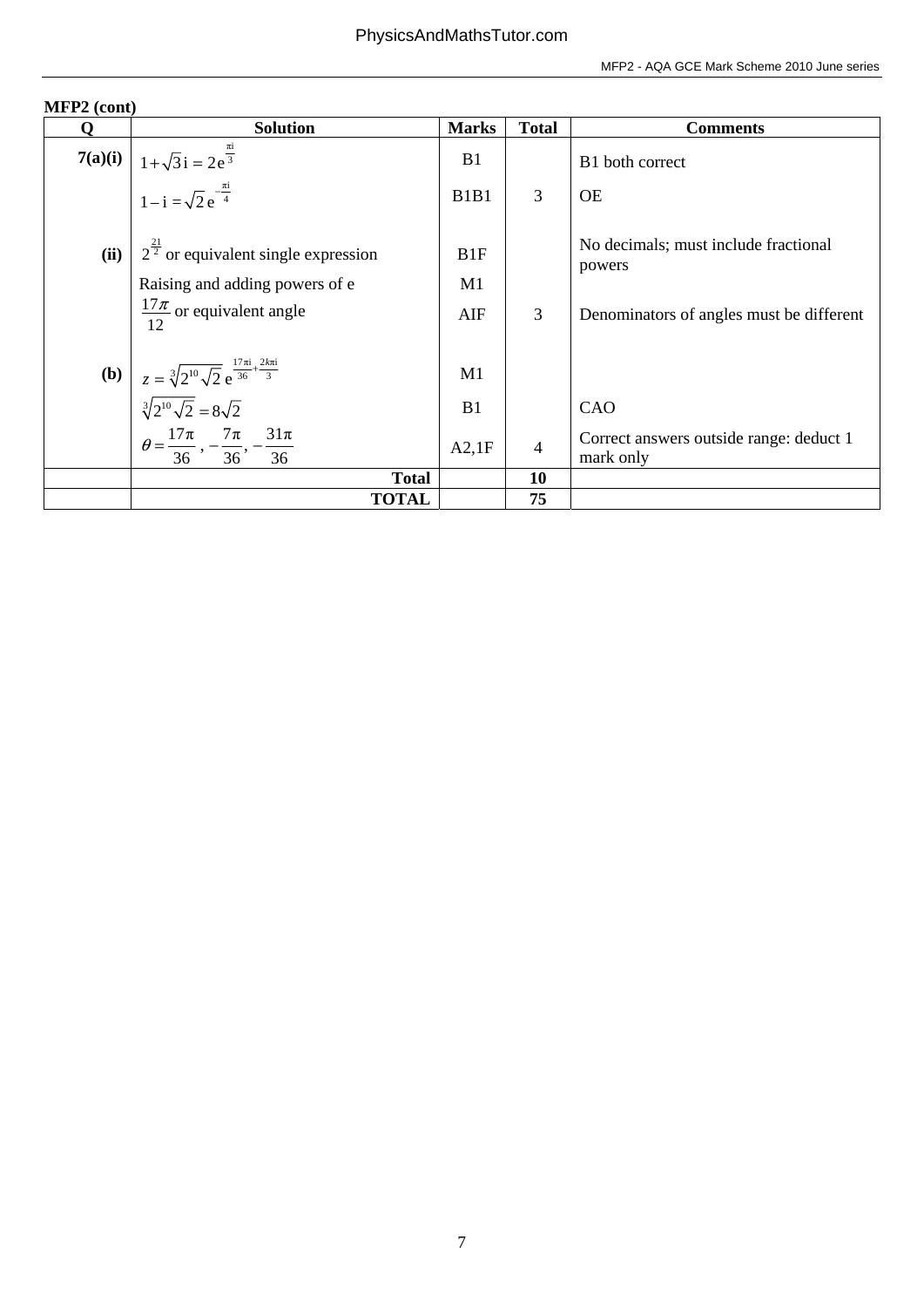**MFP2 (cont)**

| Q | Solution | Marks | Total | Comments |
|---|---|---|---|---|
| **7(a)(i)** | $1+\sqrt{3}\,\mathrm{i} = 2\mathrm{e}^{\frac{\pi \mathrm{i}}{3}}$ | B1 | | B1 both correct |
| | $1-\mathrm{i} = \sqrt{2}\,\mathrm{e}^{-\frac{\pi \mathrm{i}}{4}}$ | B1B1 | 3 | OE |
| **(ii)** | $2^{\frac{21}{2}}$ or equivalent single expression | B1F | | No decimals; must include fractional powers |
| | Raising and adding powers of e | M1 | | |
| | $\frac{17\pi}{12}$ or equivalent angle | AIF | 3 | Denominators of angles must be different |
| **(b)** | $z = \sqrt[3]{2^{10}\sqrt{2}}\,\mathrm{e}^{\frac{17\pi \mathrm{i}}{36}+\frac{2k\pi \mathrm{i}}{3}}$ | M1 | | |
| | $\sqrt[3]{2^{10}\sqrt{2}} = 8\sqrt{2}$ | B1 | | CAO |
| | $\theta = \frac{17\pi}{36}, -\frac{7\pi}{36}, -\frac{31\pi}{36}$ | A2,1F | 4 | Correct answers outside range: deduct 1 mark only |
| | **Total** | | **10** | |
| | **TOTAL** | | **75** | |